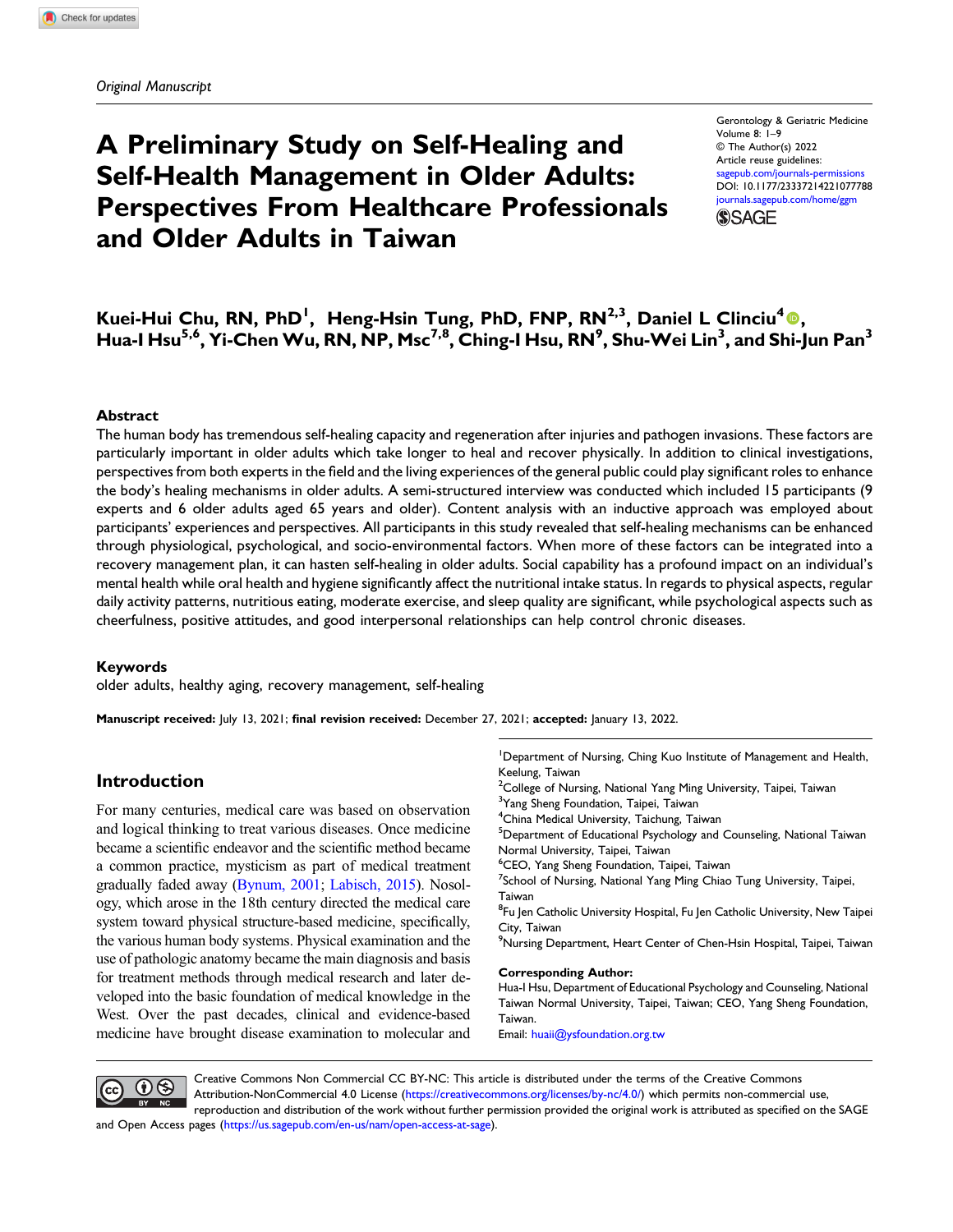*Original Manuscript*

Gerontology & Geriatric Medicine
Volume 8: 1–9
© The Author(s) 2022
Article reuse guidelines:
sagepub.com/journals-permissions
DOI: 10.1177/23337214221077788
journals.sagepub.com/home/ggm

# A Preliminary Study on Self-Healing and Self-Health Management in Older Adults: Perspectives From Healthcare Professionals and Older Adults in Taiwan

**Kuei-Hui Chu, RN, PhD[1], Heng-Hsin Tung, PhD, FNP, RN[2,3], Daniel L Clinciu[4], Hua-I Hsu[5,6], Yi-Chen Wu, RN, NP, Msc[7,8], Ching-I Hsu, RN[9], Shu-Wei Lin[3], and Shi-Jun Pan[3]**

## Abstract

The human body has tremendous self-healing capacity and regeneration after injuries and pathogen invasions. These factors are particularly important in older adults which take longer to heal and recover physically. In addition to clinical investigations, perspectives from both experts in the field and the living experiences of the general public could play significant roles to enhance the body's healing mechanisms in older adults. A semi-structured interview was conducted which included 15 participants (9 experts and 6 older adults aged 65 years and older). Content analysis with an inductive approach was employed about participants' experiences and perspectives. All participants in this study revealed that self-healing mechanisms can be enhanced through physiological, psychological, and socio-environmental factors. When more of these factors can be integrated into a recovery management plan, it can hasten self-healing in older adults. Social capability has a profound impact on an individual's mental health while oral health and hygiene significantly affect the nutritional intake status. In regards to physical aspects, regular daily activity patterns, nutritious eating, moderate exercise, and sleep quality are significant, while psychological aspects such as cheerfulness, positive attitudes, and good interpersonal relationships can help control chronic diseases.

## Keywords

older adults, healthy aging, recovery management, self-healing

**Manuscript received:** July 13, 2021; **final revision received:** December 27, 2021; **accepted:** January 13, 2022.

## Introduction

For many centuries, medical care was based on observation and logical thinking to treat various diseases. Once medicine became a scientific endeavor and the scientific method became a common practice, mysticism as part of medical treatment gradually faded away (Bynum, 2001; Labisch, 2015). Nosology, which arose in the 18th century directed the medical care system toward physical structure-based medicine, specifically, the various human body systems. Physical examination and the use of pathologic anatomy became the main diagnosis and basis for treatment methods through medical research and later developed into the basic foundation of medical knowledge in the West. Over the past decades, clinical and evidence-based medicine have brought disease examination to molecular and

[1]Department of Nursing, Ching Kuo Institute of Management and Health, Keelung, Taiwan
[2]College of Nursing, National Yang Ming University, Taipei, Taiwan
[3]Yang Sheng Foundation, Taipei, Taiwan
[4]China Medical University, Taichung, Taiwan
[5]Department of Educational Psychology and Counseling, National Taiwan Normal University, Taipei, Taiwan
[6]CEO, Yang Sheng Foundation, Taipei, Taiwan
[7]School of Nursing, National Yang Ming Chiao Tung University, Taipei, Taiwan
[8]Fu Jen Catholic University Hospital, Fu Jen Catholic University, New Taipei City, Taiwan
[9]Nursing Department, Heart Center of Chen-Hsin Hospital, Taipei, Taiwan

**Corresponding Author:**
Hua-I Hsu, Department of Educational Psychology and Counseling, National Taiwan Normal University, Taipei, Taiwan; CEO, Yang Sheng Foundation, Taipei, Taiwan.
Email: huaii@ysfoundation.org.tw

Creative Commons Non Commercial CC BY-NC: This article is distributed under the terms of the Creative Commons Attribution-NonCommercial 4.0 License (https://creativecommons.org/licenses/by-nc/4.0/) which permits non-commercial use, reproduction and distribution of the work without further permission provided the original work is attributed as specified on the SAGE and Open Access pages (https://us.sagepub.com/en-us/nam/open-access-at-sage).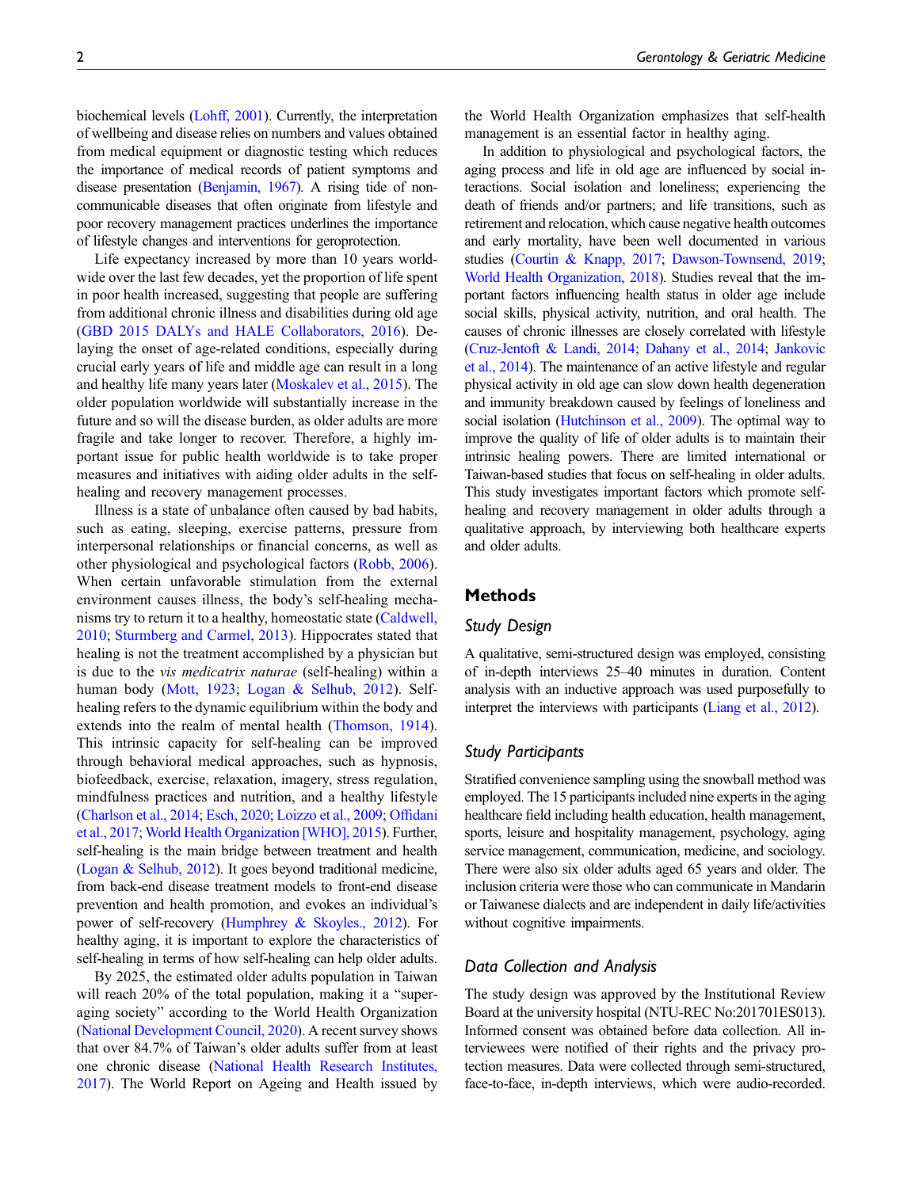biochemical levels (Lohff, 2001). Currently, the interpretation of wellbeing and disease relies on numbers and values obtained from medical equipment or diagnostic testing which reduces the importance of medical records of patient symptoms and disease presentation (Benjamin, 1967). A rising tide of non-communicable diseases that often originate from lifestyle and poor recovery management practices underlines the importance of lifestyle changes and interventions for geroprotection.

Life expectancy increased by more than 10 years worldwide over the last few decades, yet the proportion of life spent in poor health increased, suggesting that people are suffering from additional chronic illness and disabilities during old age (GBD 2015 DALYs and HALE Collaborators, 2016). Delaying the onset of age-related conditions, especially during crucial early years of life and middle age can result in a long and healthy life many years later (Moskalev et al., 2015). The older population worldwide will substantially increase in the future and so will the disease burden, as older adults are more fragile and take longer to recover. Therefore, a highly important issue for public health worldwide is to take proper measures and initiatives with aiding older adults in the self-healing and recovery management processes.

Illness is a state of unbalance often caused by bad habits, such as eating, sleeping, exercise patterns, pressure from interpersonal relationships or financial concerns, as well as other physiological and psychological factors (Robb, 2006). When certain unfavorable stimulation from the external environment causes illness, the body's self-healing mechanisms try to return it to a healthy, homeostatic state (Caldwell, 2010; Sturmberg and Carmel, 2013). Hippocrates stated that healing is not the treatment accomplished by a physician but is due to the *vis medicatrix naturae* (self-healing) within a human body (Mott, 1923; Logan & Selhub, 2012). Self-healing refers to the dynamic equilibrium within the body and extends into the realm of mental health (Thomson, 1914). This intrinsic capacity for self-healing can be improved through behavioral medical approaches, such as hypnosis, biofeedback, exercise, relaxation, imagery, stress regulation, mindfulness practices and nutrition, and a healthy lifestyle (Charlson et al., 2014; Esch, 2020; Loizzo et al., 2009; Offidani et al., 2017; World Health Organization [WHO], 2015). Further, self-healing is the main bridge between treatment and health (Logan & Selhub, 2012). It goes beyond traditional medicine, from back-end disease treatment models to front-end disease prevention and health promotion, and evokes an individual's power of self-recovery (Humphrey & Skoyles., 2012). For healthy aging, it is important to explore the characteristics of self-healing in terms of how self-healing can help older adults.

By 2025, the estimated older adults population in Taiwan will reach 20% of the total population, making it a "super-aging society" according to the World Health Organization (National Development Council, 2020). A recent survey shows that over 84.7% of Taiwan's older adults suffer from at least one chronic disease (National Health Research Institutes, 2017). The World Report on Ageing and Health issued by the World Health Organization emphasizes that self-health management is an essential factor in healthy aging.

In addition to physiological and psychological factors, the aging process and life in old age are influenced by social interactions. Social isolation and loneliness; experiencing the death of friends and/or partners; and life transitions, such as retirement and relocation, which cause negative health outcomes and early mortality, have been well documented in various studies (Courtin & Knapp, 2017; Dawson-Townsend, 2019; World Health Organization, 2018). Studies reveal that the important factors influencing health status in older age include social skills, physical activity, nutrition, and oral health. The causes of chronic illnesses are closely correlated with lifestyle (Cruz-Jentoft & Landi, 2014; Dahany et al., 2014; Jankovic et al., 2014). The maintenance of an active lifestyle and regular physical activity in old age can slow down health degeneration and immunity breakdown caused by feelings of loneliness and social isolation (Hutchinson et al., 2009). The optimal way to improve the quality of life of older adults is to maintain their intrinsic healing powers. There are limited international or Taiwan-based studies that focus on self-healing in older adults. This study investigates important factors which promote self-healing and recovery management in older adults through a qualitative approach, by interviewing both healthcare experts and older adults.

## Methods

### Study Design

A qualitative, semi-structured design was employed, consisting of in-depth interviews 25–40 minutes in duration. Content analysis with an inductive approach was used purposefully to interpret the interviews with participants (Liang et al., 2012).

### Study Participants

Stratified convenience sampling using the snowball method was employed. The 15 participants included nine experts in the aging healthcare field including health education, health management, sports, leisure and hospitality management, psychology, aging service management, communication, medicine, and sociology. There were also six older adults aged 65 years and older. The inclusion criteria were those who can communicate in Mandarin or Taiwanese dialects and are independent in daily life/activities without cognitive impairments.

### Data Collection and Analysis

The study design was approved by the Institutional Review Board at the university hospital (NTU-REC No:201701ES013). Informed consent was obtained before data collection. All interviewees were notified of their rights and the privacy protection measures. Data were collected through semi-structured, face-to-face, in-depth interviews, which were audio-recorded.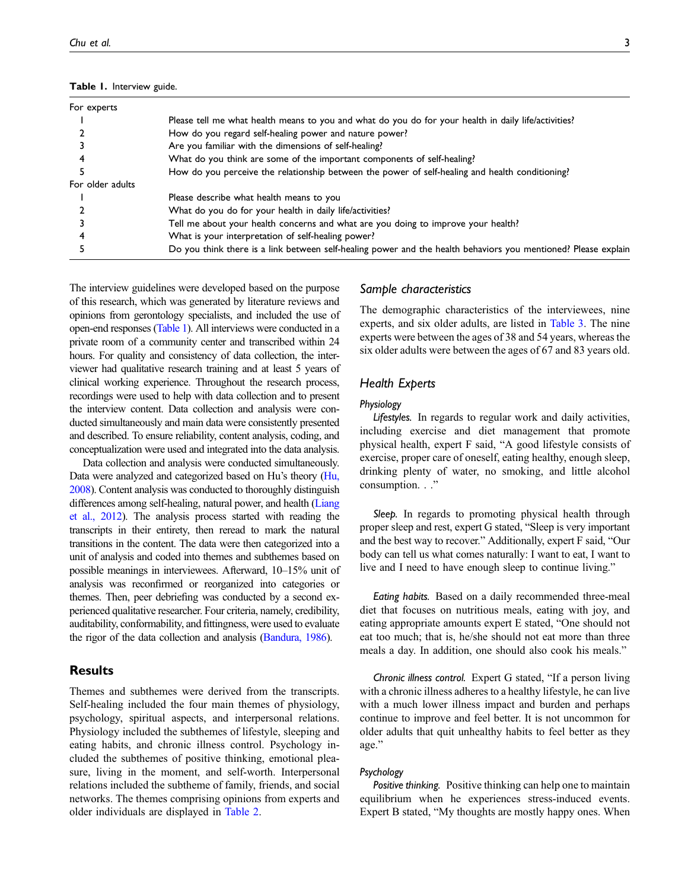**Table 1.** Interview guide.

| | |
|---|---|
| For experts | |
| 1 | Please tell me what health means to you and what do you do for your health in daily life/activities? |
| 2 | How do you regard self-healing power and nature power? |
| 3 | Are you familiar with the dimensions of self-healing? |
| 4 | What do you think are some of the important components of self-healing? |
| 5 | How do you perceive the relationship between the power of self-healing and health conditioning? |
| For older adults | |
| 1 | Please describe what health means to you |
| 2 | What do you do for your health in daily life/activities? |
| 3 | Tell me about your health concerns and what are you doing to improve your health? |
| 4 | What is your interpretation of self-healing power? |
| 5 | Do you think there is a link between self-healing power and the health behaviors you mentioned? Please explain |

The interview guidelines were developed based on the purpose of this research, which was generated by literature reviews and opinions from gerontology specialists, and included the use of open-end responses (Table 1). All interviews were conducted in a private room of a community center and transcribed within 24 hours. For quality and consistency of data collection, the interviewer had qualitative research training and at least 5 years of clinical working experience. Throughout the research process, recordings were used to help with data collection and to present the interview content. Data collection and analysis were conducted simultaneously and main data were consistently presented and described. To ensure reliability, content analysis, coding, and conceptualization were used and integrated into the data analysis.

Data collection and analysis were conducted simultaneously. Data were analyzed and categorized based on Hu's theory (Hu, 2008). Content analysis was conducted to thoroughly distinguish differences among self-healing, natural power, and health (Liang et al., 2012). The analysis process started with reading the transcripts in their entirety, then reread to mark the natural transitions in the content. The data were then categorized into a unit of analysis and coded into themes and subthemes based on possible meanings in interviewees. Afterward, 10–15% unit of analysis was reconfirmed or reorganized into categories or themes. Then, peer debriefing was conducted by a second experienced qualitative researcher. Four criteria, namely, credibility, auditability, conformability, and fittingness, were used to evaluate the rigor of the data collection and analysis (Bandura, 1986).

## Results

Themes and subthemes were derived from the transcripts. Self-healing included the four main themes of physiology, psychology, spiritual aspects, and interpersonal relations. Physiology included the subthemes of lifestyle, sleeping and eating habits, and chronic illness control. Psychology included the subthemes of positive thinking, emotional pleasure, living in the moment, and self-worth. Interpersonal relations included the subtheme of family, friends, and social networks. The themes comprising opinions from experts and older individuals are displayed in Table 2.

### Sample characteristics

The demographic characteristics of the interviewees, nine experts, and six older adults, are listed in Table 3. The nine experts were between the ages of 38 and 54 years, whereas the six older adults were between the ages of 67 and 83 years old.

### Health Experts

#### Physiology

*Lifestyles.* In regards to regular work and daily activities, including exercise and diet management that promote physical health, expert F said, "A good lifestyle consists of exercise, proper care of oneself, eating healthy, enough sleep, drinking plenty of water, no smoking, and little alcohol consumption. . ."

*Sleep.* In regards to promoting physical health through proper sleep and rest, expert G stated, "Sleep is very important and the best way to recover." Additionally, expert F said, "Our body can tell us what comes naturally: I want to eat, I want to live and I need to have enough sleep to continue living."

*Eating habits.* Based on a daily recommended three-meal diet that focuses on nutritious meals, eating with joy, and eating appropriate amounts expert E stated, "One should not eat too much; that is, he/she should not eat more than three meals a day. In addition, one should also cook his meals."

*Chronic illness control.* Expert G stated, "If a person living with a chronic illness adheres to a healthy lifestyle, he can live with a much lower illness impact and burden and perhaps continue to improve and feel better. It is not uncommon for older adults that quit unhealthy habits to feel better as they age."

#### Psychology

*Positive thinking.* Positive thinking can help one to maintain equilibrium when he experiences stress-induced events. Expert B stated, "My thoughts are mostly happy ones. When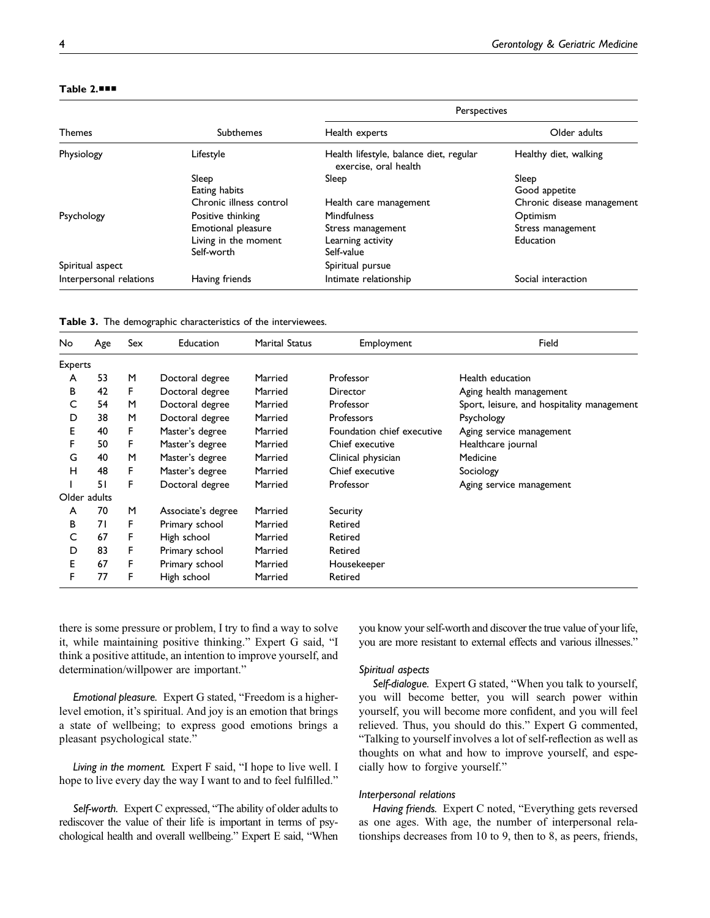**Table 2.■■■**

| Themes | Subthemes | Perspectives | |
|---|---|---|---|
| | | Health experts | Older adults |
| Physiology | Lifestyle | Health lifestyle, balance diet, regular exercise, oral health | Healthy diet, walking |
| | Sleep | Sleep | Sleep |
| | Eating habits | | Good appetite |
| | Chronic illness control | Health care management | Chronic disease management |
| Psychology | Positive thinking | Mindfulness | Optimism |
| | Emotional pleasure | Stress management | Stress management |
| | Living in the moment | Learning activity | Education |
| | Self-worth | Self-value | |
| Spiritual aspect | | Spiritual pursue | |
| Interpersonal relations | Having friends | Intimate relationship | Social interaction |

**Table 3.** The demographic characteristics of the interviewees.

| No | Age | Sex | Education | Marital Status | Employment | Field |
|---|---|---|---|---|---|---|
| Experts | | | | | | |
| A | 53 | M | Doctoral degree | Married | Professor | Health education |
| B | 42 | F | Doctoral degree | Married | Director | Aging health management |
| C | 54 | M | Doctoral degree | Married | Professor | Sport, leisure, and hospitality management |
| D | 38 | M | Doctoral degree | Married | Professors | Psychology |
| E | 40 | F | Master's degree | Married | Foundation chief executive | Aging service management |
| F | 50 | F | Master's degree | Married | Chief executive | Healthcare journal |
| G | 40 | M | Master's degree | Married | Clinical physician | Medicine |
| H | 48 | F | Master's degree | Married | Chief executive | Sociology |
| I | 51 | F | Doctoral degree | Married | Professor | Aging service management |
| Older adults | | | | | | |
| A | 70 | M | Associate's degree | Married | Security | |
| B | 71 | F | Primary school | Married | Retired | |
| C | 67 | F | High school | Married | Retired | |
| D | 83 | F | Primary school | Married | Retired | |
| E | 67 | F | Primary school | Married | Housekeeper | |
| F | 77 | F | High school | Married | Retired | |

there is some pressure or problem, I try to find a way to solve it, while maintaining positive thinking." Expert G said, "I think a positive attitude, an intention to improve yourself, and determination/willpower are important."

*Emotional pleasure.* Expert G stated, "Freedom is a higher-level emotion, it's spiritual. And joy is an emotion that brings a state of wellbeing; to express good emotions brings a pleasant psychological state."

*Living in the moment.* Expert F said, "I hope to live well. I hope to live every day the way I want to and to feel fulfilled."

*Self-worth.* Expert C expressed, "The ability of older adults to rediscover the value of their life is important in terms of psychological health and overall wellbeing." Expert E said, "When you know your self-worth and discover the true value of your life, you are more resistant to external effects and various illnesses."

### *Spiritual aspects*

*Self-dialogue.* Expert G stated, "When you talk to yourself, you will become better, you will search power within yourself, you will become more confident, and you will feel relieved. Thus, you should do this." Expert G commented, "Talking to yourself involves a lot of self-reflection as well as thoughts on what and how to improve yourself, and especially how to forgive yourself."

### *Interpersonal relations*

*Having friends.* Expert C noted, "Everything gets reversed as one ages. With age, the number of interpersonal relationships decreases from 10 to 9, then to 8, as peers, friends,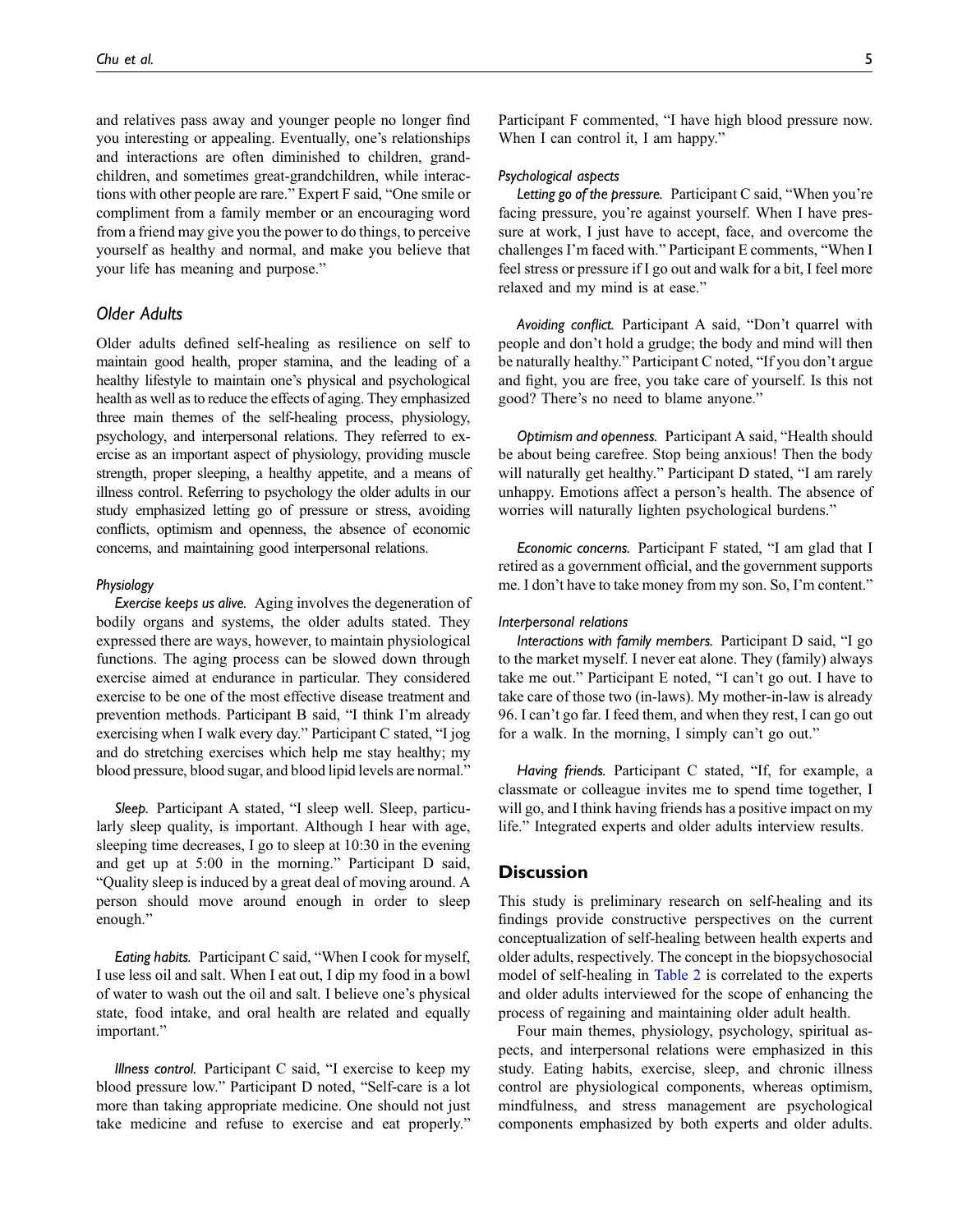and relatives pass away and younger people no longer find you interesting or appealing. Eventually, one's relationships and interactions are often diminished to children, grandchildren, and sometimes great-grandchildren, while interactions with other people are rare." Expert F said, "One smile or compliment from a family member or an encouraging word from a friend may give you the power to do things, to perceive yourself as healthy and normal, and make you believe that your life has meaning and purpose."

## Older Adults

Older adults defined self-healing as resilience on self to maintain good health, proper stamina, and the leading of a healthy lifestyle to maintain one's physical and psychological health as well as to reduce the effects of aging. They emphasized three main themes of the self-healing process, physiology, psychology, and interpersonal relations. They referred to exercise as an important aspect of physiology, providing muscle strength, proper sleeping, a healthy appetite, and a means of illness control. Referring to psychology the older adults in our study emphasized letting go of pressure or stress, avoiding conflicts, optimism and openness, the absence of economic concerns, and maintaining good interpersonal relations.

### Physiology

*Exercise keeps us alive.* Aging involves the degeneration of bodily organs and systems, the older adults stated. They expressed there are ways, however, to maintain physiological functions. The aging process can be slowed down through exercise aimed at endurance in particular. They considered exercise to be one of the most effective disease treatment and prevention methods. Participant B said, "I think I'm already exercising when I walk every day." Participant C stated, "I jog and do stretching exercises which help me stay healthy; my blood pressure, blood sugar, and blood lipid levels are normal."

*Sleep.* Participant A stated, "I sleep well. Sleep, particularly sleep quality, is important. Although I hear with age, sleeping time decreases, I go to sleep at 10:30 in the evening and get up at 5:00 in the morning." Participant D said, "Quality sleep is induced by a great deal of moving around. A person should move around enough in order to sleep enough."

*Eating habits.* Participant C said, "When I cook for myself, I use less oil and salt. When I eat out, I dip my food in a bowl of water to wash out the oil and salt. I believe one's physical state, food intake, and oral health are related and equally important."

*Illness control.* Participant C said, "I exercise to keep my blood pressure low." Participant D noted, "Self-care is a lot more than taking appropriate medicine. One should not just take medicine and refuse to exercise and eat properly." Participant F commented, "I have high blood pressure now. When I can control it, I am happy."

### Psychological aspects

*Letting go of the pressure.* Participant C said, "When you're facing pressure, you're against yourself. When I have pressure at work, I just have to accept, face, and overcome the challenges I'm faced with." Participant E comments, "When I feel stress or pressure if I go out and walk for a bit, I feel more relaxed and my mind is at ease."

*Avoiding conflict.* Participant A said, "Don't quarrel with people and don't hold a grudge; the body and mind will then be naturally healthy." Participant C noted, "If you don't argue and fight, you are free, you take care of yourself. Is this not good? There's no need to blame anyone."

*Optimism and openness.* Participant A said, "Health should be about being carefree. Stop being anxious! Then the body will naturally get healthy." Participant D stated, "I am rarely unhappy. Emotions affect a person's health. The absence of worries will naturally lighten psychological burdens."

*Economic concerns.* Participant F stated, "I am glad that I retired as a government official, and the government supports me. I don't have to take money from my son. So, I'm content."

### Interpersonal relations

*Interactions with family members.* Participant D said, "I go to the market myself. I never eat alone. They (family) always take me out." Participant E noted, "I can't go out. I have to take care of those two (in-laws). My mother-in-law is already 96. I can't go far. I feed them, and when they rest, I can go out for a walk. In the morning, I simply can't go out."

*Having friends.* Participant C stated, "If, for example, a classmate or colleague invites me to spend time together, I will go, and I think having friends has a positive impact on my life." Integrated experts and older adults interview results.

# Discussion

This study is preliminary research on self-healing and its findings provide constructive perspectives on the current conceptualization of self-healing between health experts and older adults, respectively. The concept in the biopsychosocial model of self-healing in Table 2 is correlated to the experts and older adults interviewed for the scope of enhancing the process of regaining and maintaining older adult health.

Four main themes, physiology, psychology, spiritual aspects, and interpersonal relations were emphasized in this study. Eating habits, exercise, sleep, and chronic illness control are physiological components, whereas optimism, mindfulness, and stress management are psychological components emphasized by both experts and older adults.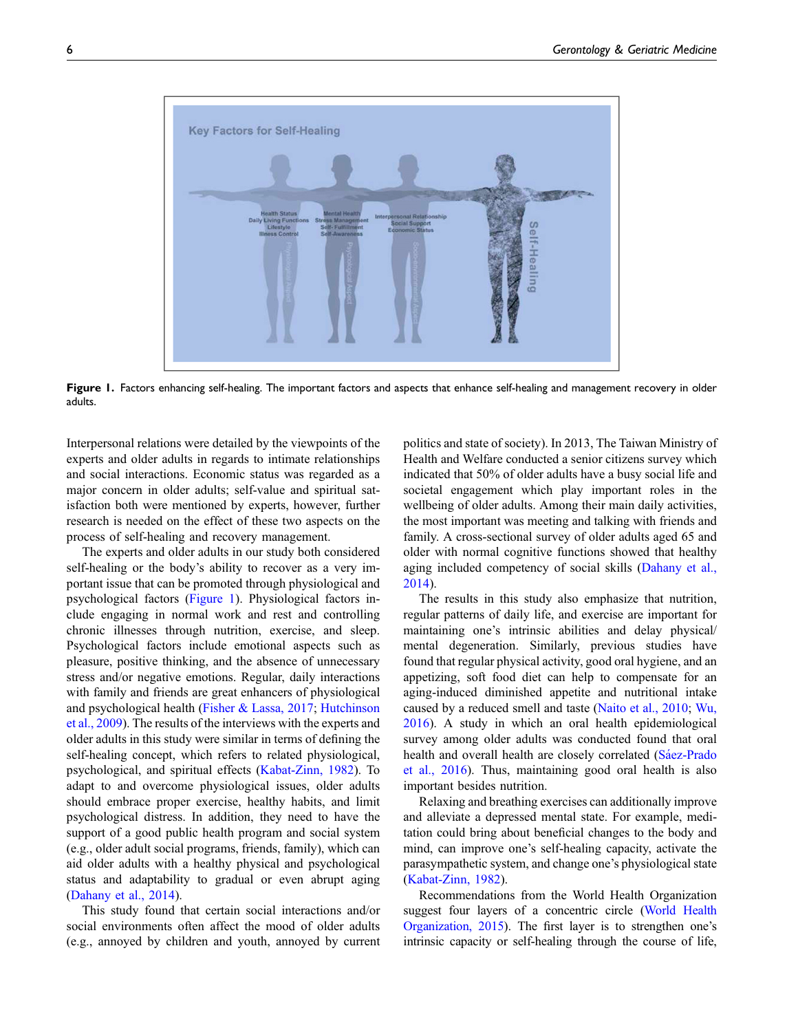**Figure 1.** Factors enhancing self-healing. The important factors and aspects that enhance self-healing and management recovery in older adults.

Interpersonal relations were detailed by the viewpoints of the experts and older adults in regards to intimate relationships and social interactions. Economic status was regarded as a major concern in older adults; self-value and spiritual satisfaction both were mentioned by experts, however, further research is needed on the effect of these two aspects on the process of self-healing and recovery management.

The experts and older adults in our study both considered self-healing or the body's ability to recover as a very important issue that can be promoted through physiological and psychological factors (Figure 1). Physiological factors include engaging in normal work and rest and controlling chronic illnesses through nutrition, exercise, and sleep. Psychological factors include emotional aspects such as pleasure, positive thinking, and the absence of unnecessary stress and/or negative emotions. Regular, daily interactions with family and friends are great enhancers of physiological and psychological health (Fisher & Lassa, 2017; Hutchinson et al., 2009). The results of the interviews with the experts and older adults in this study were similar in terms of defining the self-healing concept, which refers to related physiological, psychological, and spiritual effects (Kabat-Zinn, 1982). To adapt to and overcome physiological issues, older adults should embrace proper exercise, healthy habits, and limit psychological distress. In addition, they need to have the support of a good public health program and social system (e.g., older adult social programs, friends, family), which can aid older adults with a healthy physical and psychological status and adaptability to gradual or even abrupt aging (Dahany et al., 2014).

This study found that certain social interactions and/or social environments often affect the mood of older adults (e.g., annoyed by children and youth, annoyed by current politics and state of society). In 2013, The Taiwan Ministry of Health and Welfare conducted a senior citizens survey which indicated that 50% of older adults have a busy social life and societal engagement which play important roles in the wellbeing of older adults. Among their main daily activities, the most important was meeting and talking with friends and family. A cross-sectional survey of older adults aged 65 and older with normal cognitive functions showed that healthy aging included competency of social skills (Dahany et al., 2014).

The results in this study also emphasize that nutrition, regular patterns of daily life, and exercise are important for maintaining one's intrinsic abilities and delay physical/mental degeneration. Similarly, previous studies have found that regular physical activity, good oral hygiene, and an appetizing, soft food diet can help to compensate for an aging-induced diminished appetite and nutritional intake caused by a reduced smell and taste (Naito et al., 2010; Wu, 2016). A study in which an oral health epidemiological survey among older adults was conducted found that oral health and overall health are closely correlated (Sáez-Prado et al., 2016). Thus, maintaining good oral health is also important besides nutrition.

Relaxing and breathing exercises can additionally improve and alleviate a depressed mental state. For example, meditation could bring about beneficial changes to the body and mind, can improve one's self-healing capacity, activate the parasympathetic system, and change one's physiological state (Kabat-Zinn, 1982).

Recommendations from the World Health Organization suggest four layers of a concentric circle (World Health Organization, 2015). The first layer is to strengthen one's intrinsic capacity or self-healing through the course of life,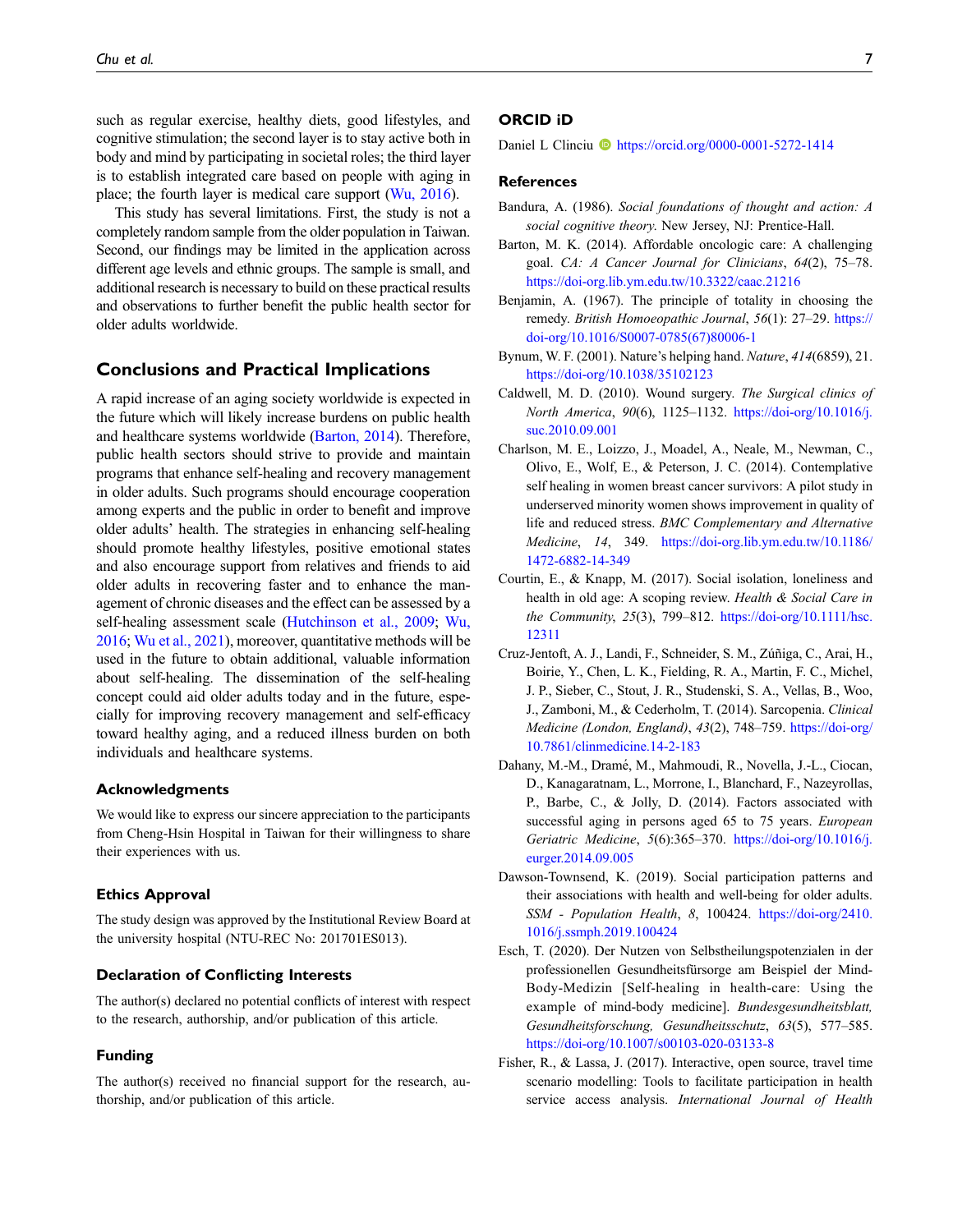such as regular exercise, healthy diets, good lifestyles, and cognitive stimulation; the second layer is to stay active both in body and mind by participating in societal roles; the third layer is to establish integrated care based on people with aging in place; the fourth layer is medical care support (Wu, 2016).

This study has several limitations. First, the study is not a completely random sample from the older population in Taiwan. Second, our findings may be limited in the application across different age levels and ethnic groups. The sample is small, and additional research is necessary to build on these practical results and observations to further benefit the public health sector for older adults worldwide.

## Conclusions and Practical Implications

A rapid increase of an aging society worldwide is expected in the future which will likely increase burdens on public health and healthcare systems worldwide (Barton, 2014). Therefore, public health sectors should strive to provide and maintain programs that enhance self-healing and recovery management in older adults. Such programs should encourage cooperation among experts and the public in order to benefit and improve older adults' health. The strategies in enhancing self-healing should promote healthy lifestyles, positive emotional states and also encourage support from relatives and friends to aid older adults in recovering faster and to enhance the management of chronic diseases and the effect can be assessed by a self-healing assessment scale (Hutchinson et al., 2009; Wu, 2016; Wu et al., 2021), moreover, quantitative methods will be used in the future to obtain additional, valuable information about self-healing. The dissemination of the self-healing concept could aid older adults today and in the future, especially for improving recovery management and self-efficacy toward healthy aging, and a reduced illness burden on both individuals and healthcare systems.

### Acknowledgments

We would like to express our sincere appreciation to the participants from Cheng-Hsin Hospital in Taiwan for their willingness to share their experiences with us.

### Ethics Approval

The study design was approved by the Institutional Review Board at the university hospital (NTU-REC No: 201701ES013).

### Declaration of Conflicting Interests

The author(s) declared no potential conflicts of interest with respect to the research, authorship, and/or publication of this article.

### Funding

The author(s) received no financial support for the research, authorship, and/or publication of this article.

### ORCID iD

Daniel L Clinciu https://orcid.org/0000-0001-5272-1414

### References

Bandura, A. (1986). *Social foundations of thought and action: A social cognitive theory*. New Jersey, NJ: Prentice-Hall.

Barton, M. K. (2014). Affordable oncologic care: A challenging goal. *CA: A Cancer Journal for Clinicians*, *64*(2), 75–78. https://doi-org.lib.ym.edu.tw/10.3322/caac.21216

Benjamin, A. (1967). The principle of totality in choosing the remedy. *British Homoeopathic Journal*, *56*(1): 27–29. https://doi-org/10.1016/S0007-0785(67)80006-1

Bynum, W. F. (2001). Nature's helping hand. *Nature*, *414*(6859), 21. https://doi-org/10.1038/35102123

Caldwell, M. D. (2010). Wound surgery. *The Surgical clinics of North America*, *90*(6), 1125–1132. https://doi-org/10.1016/j.suc.2010.09.001

Charlson, M. E., Loizzo, J., Moadel, A., Neale, M., Newman, C., Olivo, E., Wolf, E., & Peterson, J. C. (2014). Contemplative self healing in women breast cancer survivors: A pilot study in underserved minority women shows improvement in quality of life and reduced stress. *BMC Complementary and Alternative Medicine*, *14*, 349. https://doi-org.lib.ym.edu.tw/10.1186/1472-6882-14-349

Courtin, E., & Knapp, M. (2017). Social isolation, loneliness and health in old age: A scoping review. *Health & Social Care in the Community*, *25*(3), 799–812. https://doi-org/10.1111/hsc.12311

Cruz-Jentoft, A. J., Landi, F., Schneider, S. M., Zúñiga, C., Arai, H., Boirie, Y., Chen, L. K., Fielding, R. A., Martin, F. C., Michel, J. P., Sieber, C., Stout, J. R., Studenski, S. A., Vellas, B., Woo, J., Zamboni, M., & Cederholm, T. (2014). Sarcopenia. *Clinical Medicine (London, England)*, *43*(2), 748–759. https://doi-org/10.7861/clinmedicine.14-2-183

Dahany, M.-M., Dramé, M., Mahmoudi, R., Novella, J.-L., Ciocan, D., Kanagaratnam, L., Morrone, I., Blanchard, F., Nazeyrollas, P., Barbe, C., & Jolly, D. (2014). Factors associated with successful aging in persons aged 65 to 75 years. *European Geriatric Medicine*, *5*(6):365–370. https://doi-org/10.1016/j.eurger.2014.09.005

Dawson-Townsend, K. (2019). Social participation patterns and their associations with health and well-being for older adults. *SSM - Population Health*, *8*, 100424. https://doi-org/2410.1016/j.ssmph.2019.100424

Esch, T. (2020). Der Nutzen von Selbstheilungspotenzialen in der professionellen Gesundheitsfürsorge am Beispiel der Mind-Body-Medizin [Self-healing in health-care: Using the example of mind-body medicine]. *Bundesgesundheitsblatt, Gesundheitsforschung, Gesundheitsschutz*, *63*(5), 577–585. https://doi-org/10.1007/s00103-020-03133-8

Fisher, R., & Lassa, J. (2017). Interactive, open source, travel time scenario modelling: Tools to facilitate participation in health service access analysis. *International Journal of Health*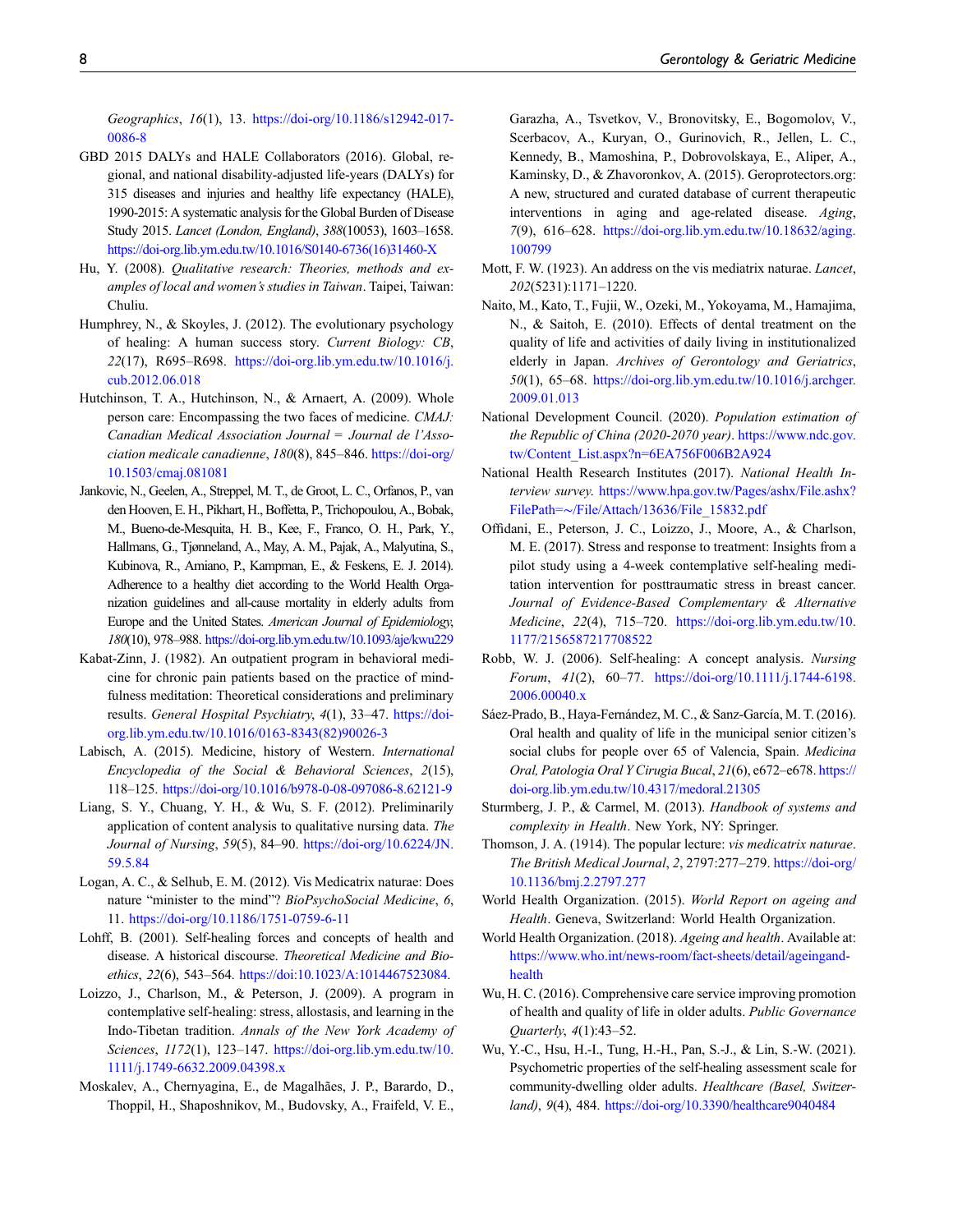*Geographics*, *16*(1), 13. https://doi-org/10.1186/s12942-017-0086-8

GBD 2015 DALYs and HALE Collaborators (2016). Global, regional, and national disability-adjusted life-years (DALYs) for 315 diseases and injuries and healthy life expectancy (HALE), 1990-2015: A systematic analysis for the Global Burden of Disease Study 2015. *Lancet (London, England)*, *388*(10053), 1603–1658. https://doi-org.lib.ym.edu.tw/10.1016/S0140-6736(16)31460-X

Hu, Y. (2008). *Qualitative research: Theories, methods and examples of local and women's studies in Taiwan*. Taipei, Taiwan: Chuliu.

Humphrey, N., & Skoyles, J. (2012). The evolutionary psychology of healing: A human success story. *Current Biology: CB*, *22*(17), R695–R698. https://doi-org.lib.ym.edu.tw/10.1016/j.cub.2012.06.018

Hutchinson, T. A., Hutchinson, N., & Arnaert, A. (2009). Whole person care: Encompassing the two faces of medicine. *CMAJ: Canadian Medical Association Journal = Journal de l'Association medicale canadienne*, *180*(8), 845–846. https://doi-org/10.1503/cmaj.081081

Jankovic, N., Geelen, A., Streppel, M. T., de Groot, L. C., Orfanos, P., van den Hooven, E. H., Pikhart, H., Boffetta, P., Trichopoulou, A., Bobak, M., Bueno-de-Mesquita, H. B., Kee, F., Franco, O. H., Park, Y., Hallmans, G., Tjønneland, A., May, A. M., Pajak, A., Malyutina, S., Kubinova, R., Amiano, P., Kampman, E., & Feskens, E. J. 2014). Adherence to a healthy diet according to the World Health Organization guidelines and all-cause mortality in elderly adults from Europe and the United States. *American Journal of Epidemiology*, *180*(10), 978–988. https://doi-org.lib.ym.edu.tw/10.1093/aje/kwu229

Kabat-Zinn, J. (1982). An outpatient program in behavioral medicine for chronic pain patients based on the practice of mindfulness meditation: Theoretical considerations and preliminary results. *General Hospital Psychiatry*, *4*(1), 33–47. https://doi-org.lib.ym.edu.tw/10.1016/0163-8343(82)90026-3

Labisch, A. (2015). Medicine, history of Western. *International Encyclopedia of the Social & Behavioral Sciences*, *2*(15), 118–125. https://doi-org/10.1016/b978-0-08-097086-8.62121-9

Liang, S. Y., Chuang, Y. H., & Wu, S. F. (2012). Preliminarily application of content analysis to qualitative nursing data. *The Journal of Nursing*, *59*(5), 84–90. https://doi-org/10.6224/JN.59.5.84

Logan, A. C., & Selhub, E. M. (2012). Vis Medicatrix naturae: Does nature "minister to the mind"? *BioPsychoSocial Medicine*, *6*, 11. https://doi-org/10.1186/1751-0759-6-11

Lohff, B. (2001). Self-healing forces and concepts of health and disease. A historical discourse. *Theoretical Medicine and Bioethics*, *22*(6), 543–564. https://doi:10.1023/A:1014467523084.

Loizzo, J., Charlson, M., & Peterson, J. (2009). A program in contemplative self-healing: stress, allostasis, and learning in the Indo-Tibetan tradition. *Annals of the New York Academy of Sciences*, *1172*(1), 123–147. https://doi-org.lib.ym.edu.tw/10.1111/j.1749-6632.2009.04398.x

Moskalev, A., Chernyagina, E., de Magalhães, J. P., Barardo, D., Thoppil, H., Shaposhnikov, M., Budovsky, A., Fraifeld, V. E., Garazha, A., Tsvetkov, V., Bronovitsky, E., Bogomolov, V., Scerbacov, A., Kuryan, O., Gurinovich, R., Jellen, L. C., Kennedy, B., Mamoshina, P., Dobrovolskaya, E., Aliper, A., Kaminsky, D., & Zhavoronkov, A. (2015). Geroprotectors.org: A new, structured and curated database of current therapeutic interventions in aging and age-related disease. *Aging*, *7*(9), 616–628. https://doi-org.lib.ym.edu.tw/10.18632/aging.100799

Mott, F. W. (1923). An address on the vis mediatrix naturae. *Lancet*, *202*(5231):1171–1220.

Naito, M., Kato, T., Fujii, W., Ozeki, M., Yokoyama, M., Hamajima, N., & Saitoh, E. (2010). Effects of dental treatment on the quality of life and activities of daily living in institutionalized elderly in Japan. *Archives of Gerontology and Geriatrics*, *50*(1), 65–68. https://doi-org.lib.ym.edu.tw/10.1016/j.archger.2009.01.013

National Development Council. (2020). *Population estimation of the Republic of China (2020-2070 year)*. https://www.ndc.gov.tw/Content_List.aspx?n=6EA756F006B2A924

National Health Research Institutes (2017). *National Health Interview survey*. https://www.hpa.gov.tw/Pages/ashx/File.ashx?FilePath=~/File/Attach/13636/File_15832.pdf

Offidani, E., Peterson, J. C., Loizzo, J., Moore, A., & Charlson, M. E. (2017). Stress and response to treatment: Insights from a pilot study using a 4-week contemplative self-healing meditation intervention for posttraumatic stress in breast cancer. *Journal of Evidence-Based Complementary & Alternative Medicine*, *22*(4), 715–720. https://doi-org.lib.ym.edu.tw/10.1177/2156587217708522

Robb, W. J. (2006). Self-healing: A concept analysis. *Nursing Forum*, *41*(2), 60–77. https://doi-org/10.1111/j.1744-6198.2006.00040.x

Sáez-Prado, B., Haya-Fernández, M. C., & Sanz-García, M. T. (2016). Oral health and quality of life in the municipal senior citizen's social clubs for people over 65 of Valencia, Spain. *Medicina Oral, Patologia Oral Y Cirugia Bucal*, *21*(6), e672–e678. https://doi-org.lib.ym.edu.tw/10.4317/medoral.21305

Sturmberg, J. P., & Carmel, M. (2013). *Handbook of systems and complexity in Health*. New York, NY: Springer.

Thomson, J. A. (1914). The popular lecture: *vis medicatrix naturae*. *The British Medical Journal*, *2*, 2797:277–279. https://doi-org/10.1136/bmj.2.2797.277

World Health Organization. (2015). *World Report on ageing and Health*. Geneva, Switzerland: World Health Organization.

World Health Organization. (2018). *Ageing and health*. Available at: https://www.who.int/news-room/fact-sheets/detail/ageingand-health

Wu, H. C. (2016). Comprehensive care service improving promotion of health and quality of life in older adults. *Public Governance Quarterly*, *4*(1):43–52.

Wu, Y.-C., Hsu, H.-I., Tung, H.-H., Pan, S.-J., & Lin, S.-W. (2021). Psychometric properties of the self-healing assessment scale for community-dwelling older adults. *Healthcare (Basel, Switzerland)*, *9*(4), 484. https://doi-org/10.3390/healthcare9040484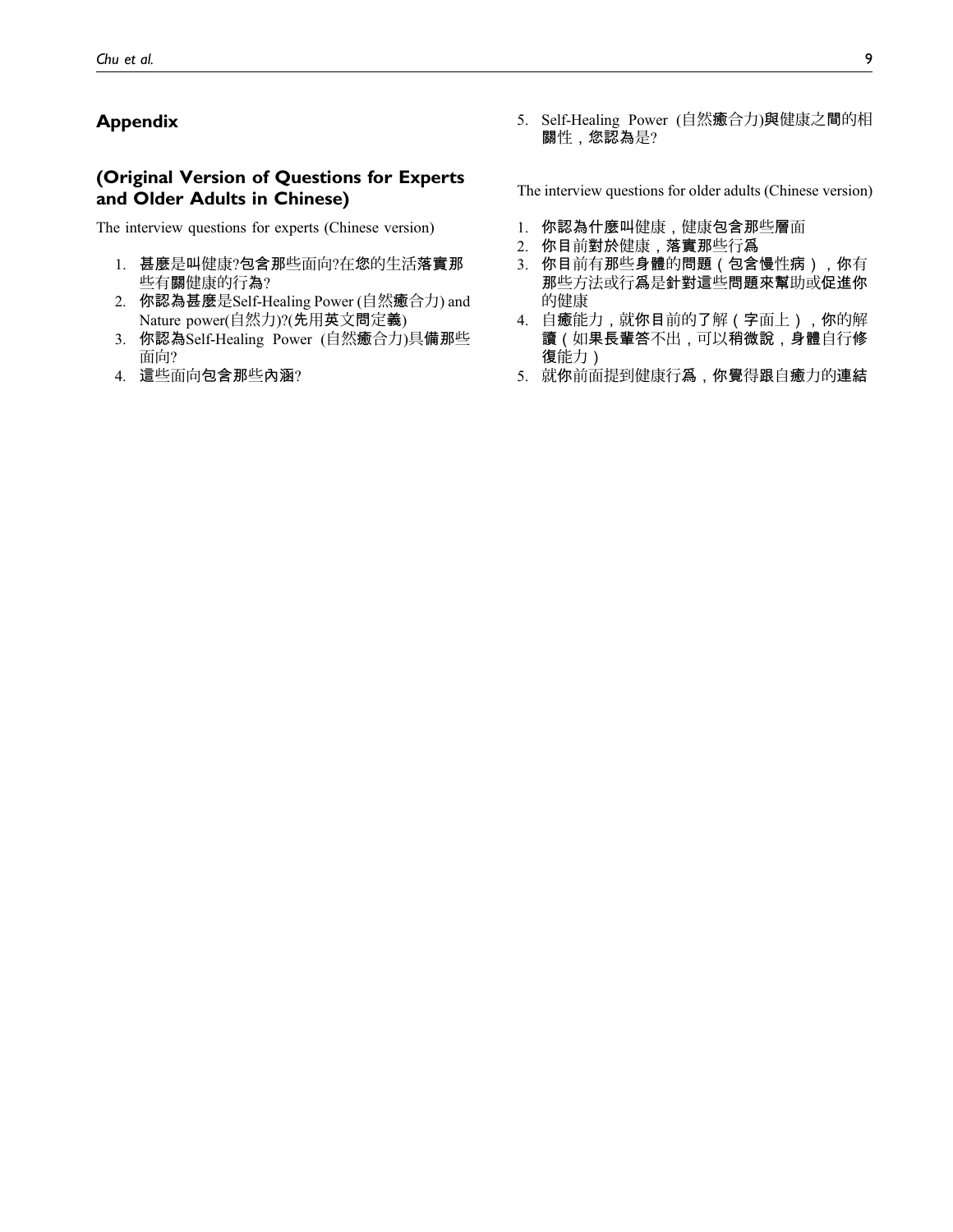## Appendix

### (Original Version of Questions for Experts and Older Adults in Chinese)

The interview questions for experts (Chinese version)

1. 甚麼是叫健康?包含那些面向?在您的生活落實那些有關健康的行為?
2. 你認為甚麼是Self-Healing Power (自然癒合力) and Nature power(自然力)?(先用英文問定義)
3. 你認為Self-Healing Power (自然癒合力)具備那些面向?
4. 這些面向包含那些內涵?
5. Self-Healing Power (自然癒合力)與健康之間的相關性，您認為是?

The interview questions for older adults (Chinese version)

1. 你認為什麼叫健康，健康包含那些層面
2. 你目前對於健康，落實那些行爲
3. 你目前有那些身體的問題（包含慢性病），你有那些方法或行爲是針對這些問題來幫助或促進你的健康
4. 自癒能力，就你目前的了解（字面上），你的解讀（如果長輩答不出，可以稍微說，身體自行修復能力）
5. 就你前面提到健康行爲，你覺得跟自癒力的連結